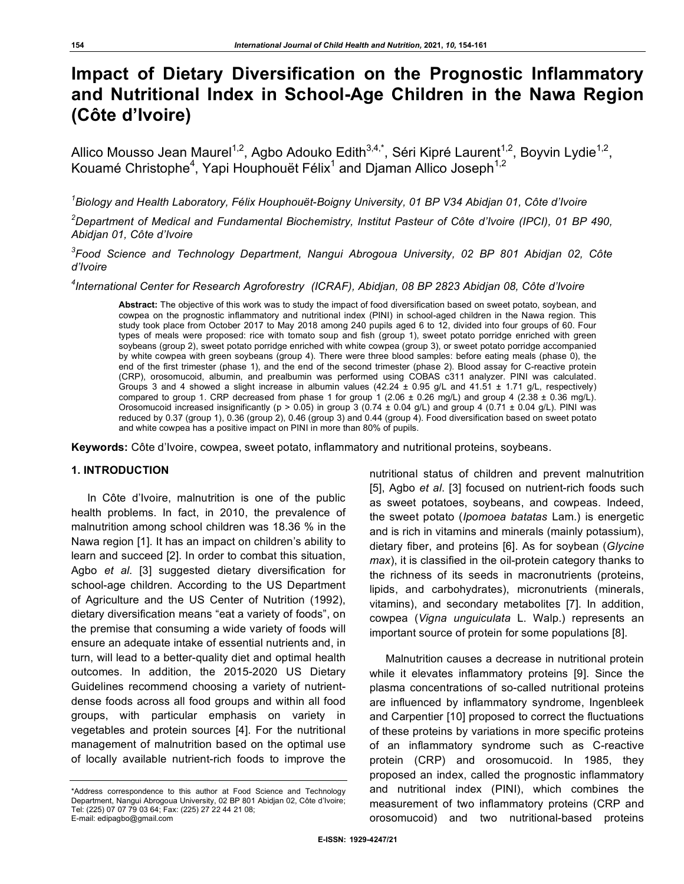# Impact of Dietary Diversification on the Prognostic Inflammatory and Nutritional Index in School-Age Children in the Nawa Region (Côte d'Ivoire)

Allico Mousso Jean Maurel[1,2], Agbo Adouko Edith[3,4,*], Séri Kipré Laurent[1,2], Boyvin Lydie[1,2], Kouamé Christophe[4], Yapi Houphouët Félix[1] and Djaman Allico Joseph[1,2]

[1]Biology and Health Laboratory, Félix Houphouët-Boigny University, 01 BP V34 Abidjan 01, Côte d'Ivoire

[2]Department of Medical and Fundamental Biochemistry, Institut Pasteur of Côte d'Ivoire (IPCI), 01 BP 490, Abidjan 01, Côte d'Ivoire

[3]Food Science and Technology Department, Nangui Abrogoua University, 02 BP 801 Abidjan 02, Côte d'Ivoire

[4]International Center for Research Agroforestry (ICRAF), Abidjan, 08 BP 2823 Abidjan 08, Côte d'Ivoire

**Abstract:** The objective of this work was to study the impact of food diversification based on sweet potato, soybean, and cowpea on the prognostic inflammatory and nutritional index (PINI) in school-aged children in the Nawa region. This study took place from October 2017 to May 2018 among 240 pupils aged 6 to 12, divided into four groups of 60. Four types of meals were proposed: rice with tomato soup and fish (group 1), sweet potato porridge enriched with green soybeans (group 2), sweet potato porridge enriched with white cowpea (group 3), or sweet potato porridge accompanied by white cowpea with green soybeans (group 4). There were three blood samples: before eating meals (phase 0), the end of the first trimester (phase 1), and the end of the second trimester (phase 2). Blood assay for C-reactive protein (CRP), orosomucoid, albumin, and prealbumin was performed using COBAS c311 analyzer. PINI was calculated. Groups 3 and 4 showed a slight increase in albumin values (42.24 ± 0.95 g/L and 41.51 ± 1.71 g/L, respectively) compared to group 1. CRP decreased from phase 1 for group 1 (2.06 ± 0.26 mg/L) and group 4 (2.38 ± 0.36 mg/L). Orosomucoid increased insignificantly ($p > 0.05$) in group 3 (0.74 ± 0.04 g/L) and group 4 (0.71 ± 0.04 g/L). PINI was reduced by 0.37 (group 1), 0.36 (group 2), 0.46 (group 3) and 0.44 (group 4). Food diversification based on sweet potato and white cowpea has a positive impact on PINI in more than 80% of pupils.

**Keywords:** Côte d'Ivoire, cowpea, sweet potato, inflammatory and nutritional proteins, soybeans.

## 1. INTRODUCTION

In Côte d'Ivoire, malnutrition is one of the public health problems. In fact, in 2010, the prevalence of malnutrition among school children was 18.36 % in the Nawa region [1]. It has an impact on children's ability to learn and succeed [2]. In order to combat this situation, Agbo *et al*. [3] suggested dietary diversification for school-age children. According to the US Department of Agriculture and the US Center of Nutrition (1992), dietary diversification means "eat a variety of foods", on the premise that consuming a wide variety of foods will ensure an adequate intake of essential nutrients and, in turn, will lead to a better-quality diet and optimal health outcomes. In addition, the 2015-2020 US Dietary Guidelines recommend choosing a variety of nutrient-dense foods across all food groups and within all food groups, with particular emphasis on variety in vegetables and protein sources [4]. For the nutritional management of malnutrition based on the optimal use of locally available nutrient-rich foods to improve the nutritional status of children and prevent malnutrition [5], Agbo *et al*. [3] focused on nutrient-rich foods such as sweet potatoes, soybeans, and cowpeas. Indeed, the sweet potato (*Ipomoea batatas* Lam.) is energetic and is rich in vitamins and minerals (mainly potassium), dietary fiber, and proteins [6]. As for soybean (*Glycine max*), it is classified in the oil-protein category thanks to the richness of its seeds in macronutrients (proteins, lipids, and carbohydrates), micronutrients (minerals, vitamins), and secondary metabolites [7]. In addition, cowpea (*Vigna unguiculata* L. Walp.) represents an important source of protein for some populations [8].

Malnutrition causes a decrease in nutritional protein while it elevates inflammatory proteins [9]. Since the plasma concentrations of so-called nutritional proteins are influenced by inflammatory syndrome, Ingenbleek and Carpentier [10] proposed to correct the fluctuations of these proteins by variations in more specific proteins of an inflammatory syndrome such as C-reactive protein (CRP) and orosomucoid. In 1985, they proposed an index, called the prognostic inflammatory and nutritional index (PINI), which combines the measurement of two inflammatory proteins (CRP and orosomucoid) and two nutritional-based proteins

*Address correspondence to this author at Food Science and Technology Department, Nangui Abrogoua University, 02 BP 801 Abidjan 02, Côte d'Ivoire; Tel: (225) 07 07 79 03 64; Fax: (225) 27 22 44 21 08; E-mail: edipagbo@gmail.com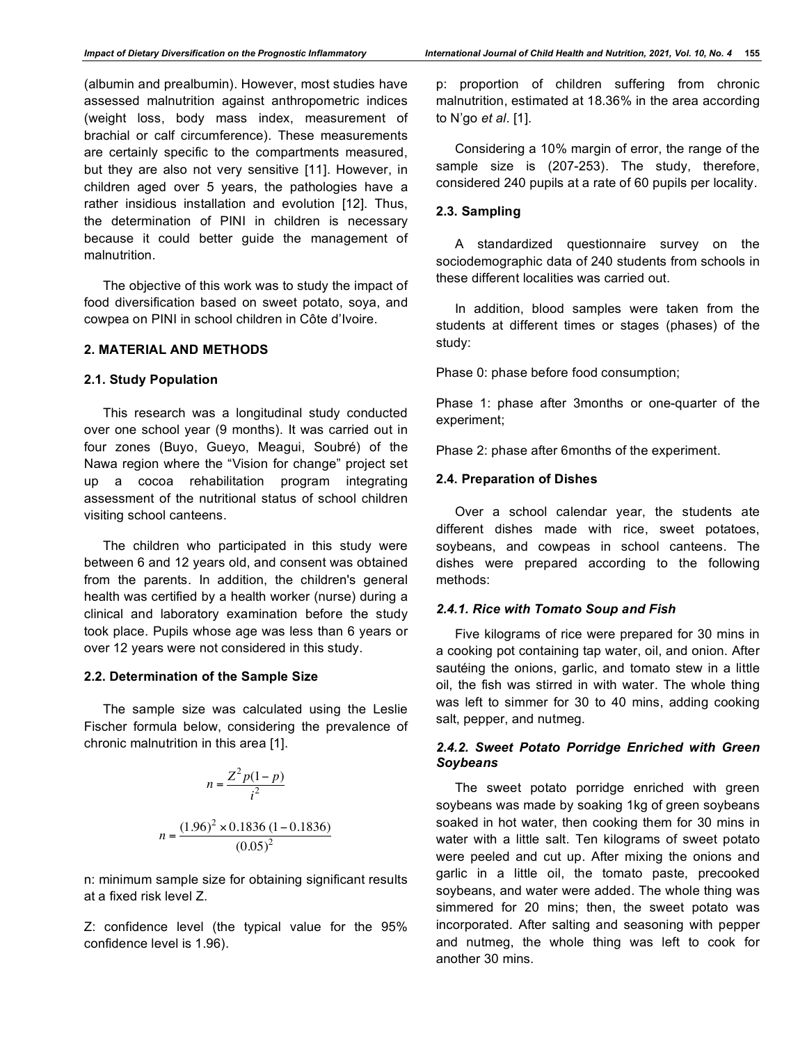(albumin and prealbumin). However, most studies have assessed malnutrition against anthropometric indices (weight loss, body mass index, measurement of brachial or calf circumference). These measurements are certainly specific to the compartments measured, but they are also not very sensitive [11]. However, in children aged over 5 years, the pathologies have a rather insidious installation and evolution [12]. Thus, the determination of PINI in children is necessary because it could better guide the management of malnutrition.

The objective of this work was to study the impact of food diversification based on sweet potato, soya, and cowpea on PINI in school children in Côte d'Ivoire.

## 2. MATERIAL AND METHODS

### 2.1. Study Population

This research was a longitudinal study conducted over one school year (9 months). It was carried out in four zones (Buyo, Gueyo, Meagui, Soubré) of the Nawa region where the "Vision for change" project set up a cocoa rehabilitation program integrating assessment of the nutritional status of school children visiting school canteens.

The children who participated in this study were between 6 and 12 years old, and consent was obtained from the parents. In addition, the children's general health was certified by a health worker (nurse) during a clinical and laboratory examination before the study took place. Pupils whose age was less than 6 years or over 12 years were not considered in this study.

### 2.2. Determination of the Sample Size

The sample size was calculated using the Leslie Fischer formula below, considering the prevalence of chronic malnutrition in this area [1].

$$n = \frac{Z^2 p(1-p)}{i^2}$$

$$n = \frac{(1.96)^2 \times 0.1836\,(1-0.1836)}{(0.05)^2}$$

n: minimum sample size for obtaining significant results at a fixed risk level Z.

Z: confidence level (the typical value for the 95% confidence level is 1.96).

p: proportion of children suffering from chronic malnutrition, estimated at 18.36% in the area according to N'go *et al*. [1].

Considering a 10% margin of error, the range of the sample size is (207-253). The study, therefore, considered 240 pupils at a rate of 60 pupils per locality.

### 2.3. Sampling

A standardized questionnaire survey on the sociodemographic data of 240 students from schools in these different localities was carried out.

In addition, blood samples were taken from the students at different times or stages (phases) of the study:

Phase 0: phase before food consumption;

Phase 1: phase after 3months or one-quarter of the experiment;

Phase 2: phase after 6months of the experiment.

### 2.4. Preparation of Dishes

Over a school calendar year, the students ate different dishes made with rice, sweet potatoes, soybeans, and cowpeas in school canteens. The dishes were prepared according to the following methods:

#### *2.4.1. Rice with Tomato Soup and Fish*

Five kilograms of rice were prepared for 30 mins in a cooking pot containing tap water, oil, and onion. After sautéing the onions, garlic, and tomato stew in a little oil, the fish was stirred in with water. The whole thing was left to simmer for 30 to 40 mins, adding cooking salt, pepper, and nutmeg.

#### *2.4.2. Sweet Potato Porridge Enriched with Green Soybeans*

The sweet potato porridge enriched with green soybeans was made by soaking 1kg of green soybeans soaked in hot water, then cooking them for 30 mins in water with a little salt. Ten kilograms of sweet potato were peeled and cut up. After mixing the onions and garlic in a little oil, the tomato paste, precooked soybeans, and water were added. The whole thing was simmered for 20 mins; then, the sweet potato was incorporated. After salting and seasoning with pepper and nutmeg, the whole thing was left to cook for another 30 mins.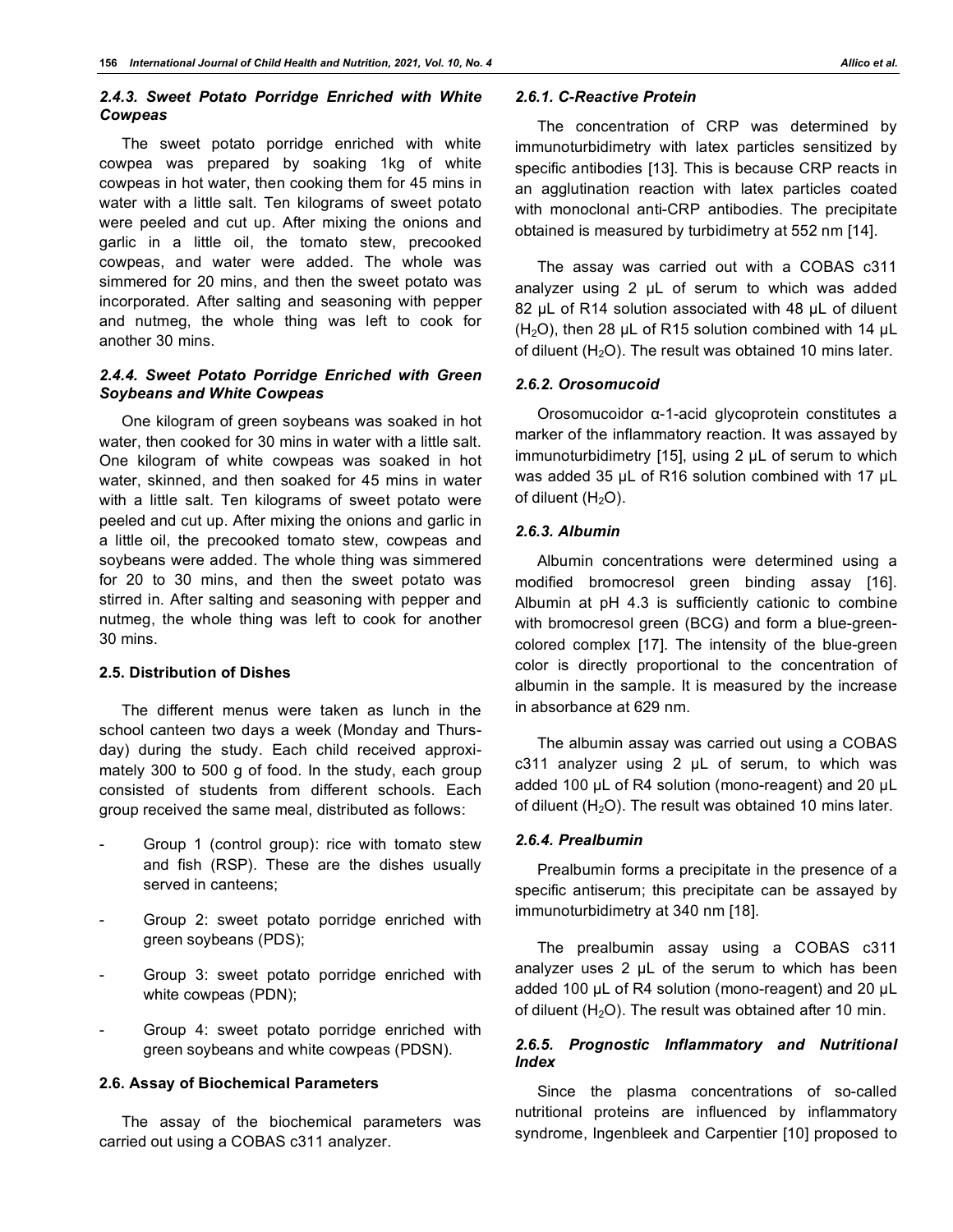#### 2.4.3. Sweet Potato Porridge Enriched with White Cowpeas

The sweet potato porridge enriched with white cowpea was prepared by soaking 1kg of white cowpeas in hot water, then cooking them for 45 mins in water with a little salt. Ten kilograms of sweet potato were peeled and cut up. After mixing the onions and garlic in a little oil, the tomato stew, precooked cowpeas, and water were added. The whole was simmered for 20 mins, and then the sweet potato was incorporated. After salting and seasoning with pepper and nutmeg, the whole thing was left to cook for another 30 mins.

#### 2.4.4. Sweet Potato Porridge Enriched with Green Soybeans and White Cowpeas

One kilogram of green soybeans was soaked in hot water, then cooked for 30 mins in water with a little salt. One kilogram of white cowpeas was soaked in hot water, skinned, and then soaked for 45 mins in water with a little salt. Ten kilograms of sweet potato were peeled and cut up. After mixing the onions and garlic in a little oil, the precooked tomato stew, cowpeas and soybeans were added. The whole thing was simmered for 20 to 30 mins, and then the sweet potato was stirred in. After salting and seasoning with pepper and nutmeg, the whole thing was left to cook for another 30 mins.

### 2.5. Distribution of Dishes

The different menus were taken as lunch in the school canteen two days a week (Monday and Thursday) during the study. Each child received approximately 300 to 500 g of food. In the study, each group consisted of students from different schools. Each group received the same meal, distributed as follows:

- Group 1 (control group): rice with tomato stew and fish (RSP). These are the dishes usually served in canteens;
- Group 2: sweet potato porridge enriched with green soybeans (PDS);
- Group 3: sweet potato porridge enriched with white cowpeas (PDN);
- Group 4: sweet potato porridge enriched with green soybeans and white cowpeas (PDSN).

### 2.6. Assay of Biochemical Parameters

The assay of the biochemical parameters was carried out using a COBAS c311 analyzer.

#### 2.6.1. C-Reactive Protein

The concentration of CRP was determined by immunoturbidimetry with latex particles sensitized by specific antibodies [13]. This is because CRP reacts in an agglutination reaction with latex particles coated with monoclonal anti-CRP antibodies. The precipitate obtained is measured by turbidimetry at 552 nm [14].

The assay was carried out with a COBAS c311 analyzer using 2 µL of serum to which was added 82 µL of R14 solution associated with 48 µL of diluent ($H_2O$), then 28 µL of R15 solution combined with 14 µL of diluent ($H_2O$). The result was obtained 10 mins later.

#### 2.6.2. Orosomucoid

Orosomucoidor α-1-acid glycoprotein constitutes a marker of the inflammatory reaction. It was assayed by immunoturbidimetry [15], using 2 µL of serum to which was added 35 µL of R16 solution combined with 17 µL of diluent ($H_2O$).

#### 2.6.3. Albumin

Albumin concentrations were determined using a modified bromocresol green binding assay [16]. Albumin at pH 4.3 is sufficiently cationic to combine with bromocresol green (BCG) and form a blue-green-colored complex [17]. The intensity of the blue-green color is directly proportional to the concentration of albumin in the sample. It is measured by the increase in absorbance at 629 nm.

The albumin assay was carried out using a COBAS c311 analyzer using 2 µL of serum, to which was added 100 µL of R4 solution (mono-reagent) and 20 µL of diluent ($H_2O$). The result was obtained 10 mins later.

#### 2.6.4. Prealbumin

Prealbumin forms a precipitate in the presence of a specific antiserum; this precipitate can be assayed by immunoturbidimetry at 340 nm [18].

The prealbumin assay using a COBAS c311 analyzer uses 2 µL of the serum to which has been added 100 µL of R4 solution (mono-reagent) and 20 µL of diluent ($H_2O$). The result was obtained after 10 min.

#### 2.6.5. Prognostic Inflammatory and Nutritional Index

Since the plasma concentrations of so-called nutritional proteins are influenced by inflammatory syndrome, Ingenbleek and Carpentier [10] proposed to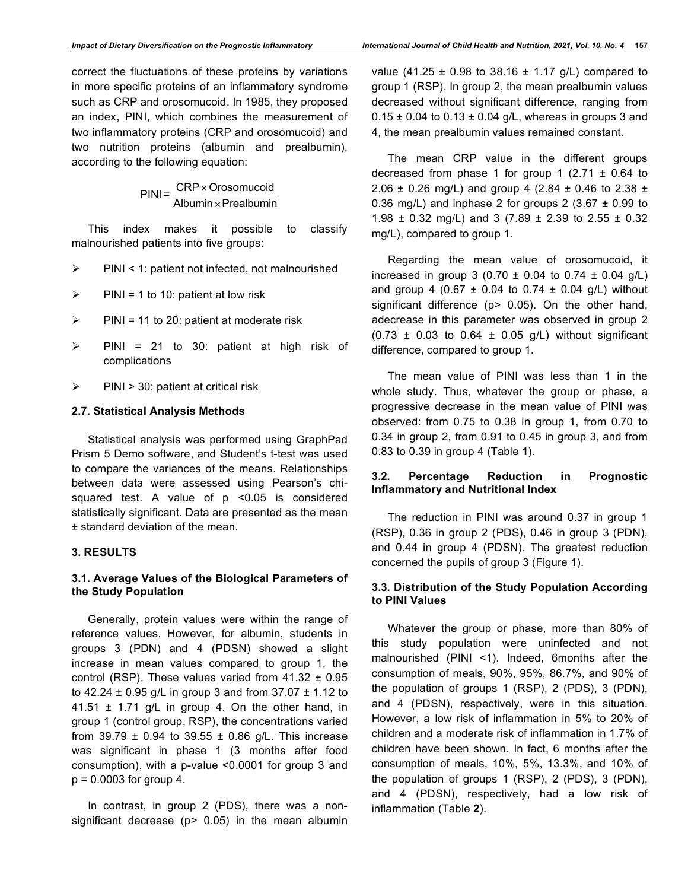correct the fluctuations of these proteins by variations in more specific proteins of an inflammatory syndrome such as CRP and orosomucoid. In 1985, they proposed an index, PINI, which combines the measurement of two inflammatory proteins (CRP and orosomucoid) and two nutrition proteins (albumin and prealbumin), according to the following equation:

$$\text{PINI} = \frac{\text{CRP} \times \text{Orosomucoid}}{\text{Albumin} \times \text{Prealbumin}}$$

This index makes it possible to classify malnourished patients into five groups:

- PINI < 1: patient not infected, not malnourished
- PINI = 1 to 10: patient at low risk
- PINI = 11 to 20: patient at moderate risk
- PINI = 21 to 30: patient at high risk of complications
- PINI > 30: patient at critical risk

### 2.7. Statistical Analysis Methods

Statistical analysis was performed using GraphPad Prism 5 Demo software, and Student's t-test was used to compare the variances of the means. Relationships between data were assessed using Pearson's chi-squared test. A value of $p < 0.05$ is considered statistically significant. Data are presented as the mean ± standard deviation of the mean.

## 3. RESULTS

### 3.1. Average Values of the Biological Parameters of the Study Population

Generally, protein values were within the range of reference values. However, for albumin, students in groups 3 (PDN) and 4 (PDSN) showed a slight increase in mean values compared to group 1, the control (RSP). These values varied from 41.32 ± 0.95 to 42.24 ± 0.95 g/L in group 3 and from 37.07 ± 1.12 to 41.51 ± 1.71 g/L in group 4. On the other hand, in group 1 (control group, RSP), the concentrations varied from 39.79 ± 0.94 to 39.55 ± 0.86 g/L. This increase was significant in phase 1 (3 months after food consumption), with a p-value <0.0001 for group 3 and $p = 0.0003$ for group 4.

In contrast, in group 2 (PDS), there was a non-significant decrease ($p > 0.05$) in the mean albumin value (41.25 ± 0.98 to 38.16 ± 1.17 g/L) compared to group 1 (RSP). In group 2, the mean prealbumin values decreased without significant difference, ranging from 0.15 ± 0.04 to 0.13 ± 0.04 g/L, whereas in groups 3 and 4, the mean prealbumin values remained constant.

The mean CRP value in the different groups decreased from phase 1 for group 1 (2.71 ± 0.64 to 2.06 ± 0.26 mg/L) and group 4 (2.84 ± 0.46 to 2.38 ± 0.36 mg/L) and inphase 2 for groups 2 (3.67 ± 0.99 to 1.98 ± 0.32 mg/L) and 3 (7.89 ± 2.39 to 2.55 ± 0.32 mg/L), compared to group 1.

Regarding the mean value of orosomucoid, it increased in group 3 (0.70 ± 0.04 to 0.74 ± 0.04 g/L) and group 4 (0.67 ± 0.04 to 0.74 ± 0.04 g/L) without significant difference ($p > 0.05$). On the other hand, adecrease in this parameter was observed in group 2 (0.73 ± 0.03 to 0.64 ± 0.05 g/L) without significant difference, compared to group 1.

The mean value of PINI was less than 1 in the whole study. Thus, whatever the group or phase, a progressive decrease in the mean value of PINI was observed: from 0.75 to 0.38 in group 1, from 0.70 to 0.34 in group 2, from 0.91 to 0.45 in group 3, and from 0.83 to 0.39 in group 4 (Table **1**).

### 3.2. Percentage Reduction in Prognostic Inflammatory and Nutritional Index

The reduction in PINI was around 0.37 in group 1 (RSP), 0.36 in group 2 (PDS), 0.46 in group 3 (PDN), and 0.44 in group 4 (PDSN). The greatest reduction concerned the pupils of group 3 (Figure **1**).

### 3.3. Distribution of the Study Population According to PINI Values

Whatever the group or phase, more than 80% of this study population were uninfected and not malnourished (PINI <1). Indeed, 6months after the consumption of meals, 90%, 95%, 86.7%, and 90% of the population of groups 1 (RSP), 2 (PDS), 3 (PDN), and 4 (PDSN), respectively, were in this situation. However, a low risk of inflammation in 5% to 20% of children and a moderate risk of inflammation in 1.7% of children have been shown. In fact, 6 months after the consumption of meals, 10%, 5%, 13.3%, and 10% of the population of groups 1 (RSP), 2 (PDS), 3 (PDN), and 4 (PDSN), respectively, had a low risk of inflammation (Table **2**).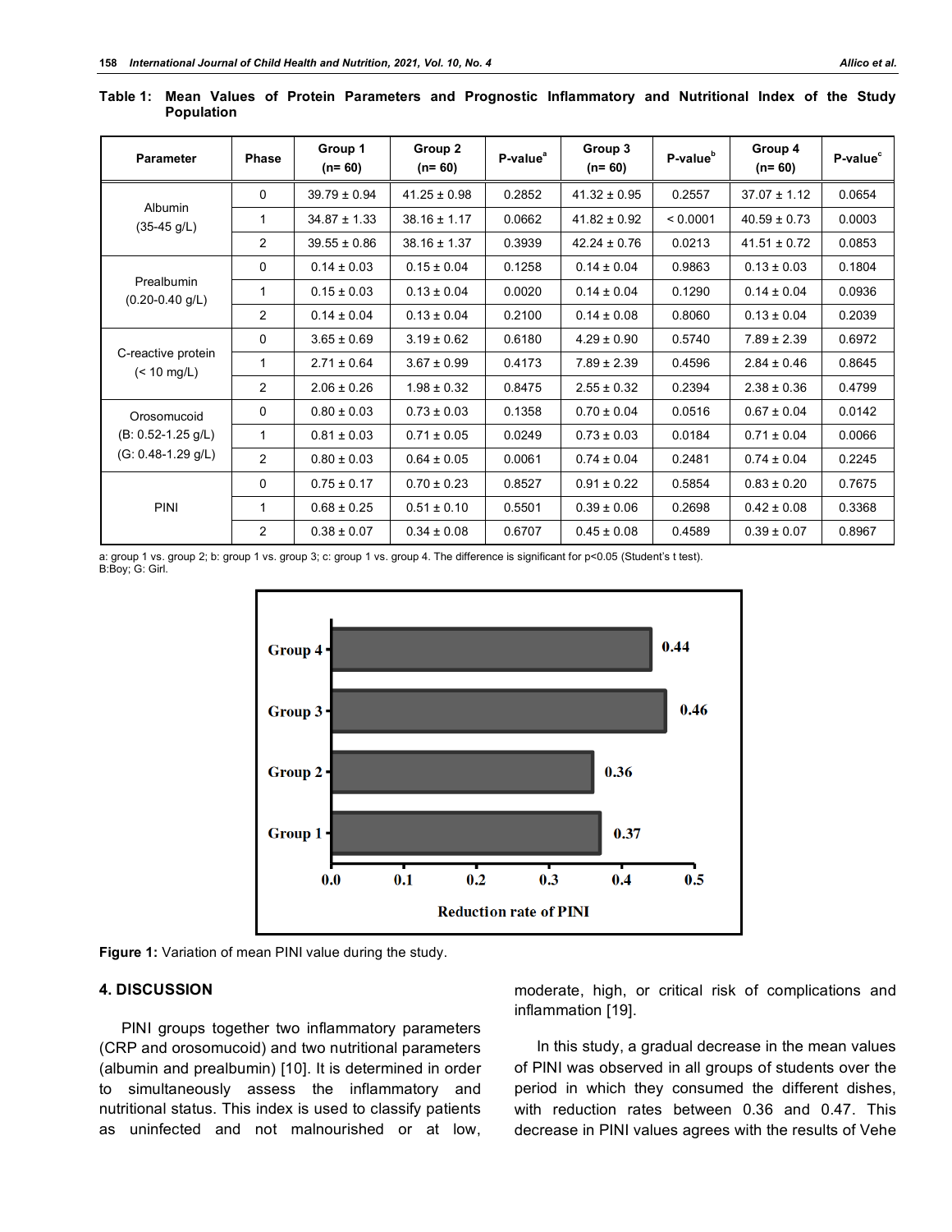**Table 1: Mean Values of Protein Parameters and Prognostic Inflammatory and Nutritional Index of the Study Population**

| Parameter | Phase | Group 1 (n= 60) | Group 2 (n= 60) | P-value[a] | Group 3 (n= 60) | P-value[b] | Group 4 (n= 60) | P-value[c] |
|---|---|---|---|---|---|---|---|---|
| Albumin (35-45 g/L) | 0 | 39.79 ± 0.94 | 41.25 ± 0.98 | 0.2852 | 41.32 ± 0.95 | 0.2557 | 37.07 ± 1.12 | 0.0654 |
| | 1 | 34.87 ± 1.33 | 38.16 ± 1.17 | 0.0662 | 41.82 ± 0.92 | < 0.0001 | 40.59 ± 0.73 | 0.0003 |
| | 2 | 39.55 ± 0.86 | 38.16 ± 1.37 | 0.3939 | 42.24 ± 0.76 | 0.0213 | 41.51 ± 0.72 | 0.0853 |
| Prealbumin (0.20-0.40 g/L) | 0 | 0.14 ± 0.03 | 0.15 ± 0.04 | 0.1258 | 0.14 ± 0.04 | 0.9863 | 0.13 ± 0.03 | 0.1804 |
| | 1 | 0.15 ± 0.03 | 0.13 ± 0.04 | 0.0020 | 0.14 ± 0.04 | 0.1290 | 0.14 ± 0.04 | 0.0936 |
| | 2 | 0.14 ± 0.04 | 0.13 ± 0.04 | 0.2100 | 0.14 ± 0.08 | 0.8060 | 0.13 ± 0.04 | 0.2039 |
| C-reactive protein (< 10 mg/L) | 0 | 3.65 ± 0.69 | 3.19 ± 0.62 | 0.6180 | 4.29 ± 0.90 | 0.5740 | 7.89 ± 2.39 | 0.6972 |
| | 1 | 2.71 ± 0.64 | 3.67 ± 0.99 | 0.4173 | 7.89 ± 2.39 | 0.4596 | 2.84 ± 0.46 | 0.8645 |
| | 2 | 2.06 ± 0.26 | 1.98 ± 0.32 | 0.8475 | 2.55 ± 0.32 | 0.2394 | 2.38 ± 0.36 | 0.4799 |
| Orosomucoid (B: 0.52-1.25 g/L) (G: 0.48-1.29 g/L) | 0 | 0.80 ± 0.03 | 0.73 ± 0.03 | 0.1358 | 0.70 ± 0.04 | 0.0516 | 0.67 ± 0.04 | 0.0142 |
| | 1 | 0.81 ± 0.03 | 0.71 ± 0.05 | 0.0249 | 0.73 ± 0.03 | 0.0184 | 0.71 ± 0.04 | 0.0066 |
| | 2 | 0.80 ± 0.03 | 0.64 ± 0.05 | 0.0061 | 0.74 ± 0.04 | 0.2481 | 0.74 ± 0.04 | 0.2245 |
| PINI | 0 | 0.75 ± 0.17 | 0.70 ± 0.23 | 0.8527 | 0.91 ± 0.22 | 0.5854 | 0.83 ± 0.20 | 0.7675 |
| | 1 | 0.68 ± 0.25 | 0.51 ± 0.10 | 0.5501 | 0.39 ± 0.06 | 0.2698 | 0.42 ± 0.08 | 0.3368 |
| | 2 | 0.38 ± 0.07 | 0.34 ± 0.08 | 0.6707 | 0.45 ± 0.08 | 0.4589 | 0.39 ± 0.07 | 0.8967 |

a: group 1 vs. group 2; b: group 1 vs. group 3; c: group 1 vs. group 4. The difference is significant for $p<0.05$ (Student's t test).
B:Boy; G: Girl.

**Figure 1:** Variation of mean PINI value during the study.

## 4. DISCUSSION

PINI groups together two inflammatory parameters (CRP and orosomucoid) and two nutritional parameters (albumin and prealbumin) [10]. It is determined in order to simultaneously assess the inflammatory and nutritional status. This index is used to classify patients as uninfected and not malnourished or at low, moderate, high, or critical risk of complications and inflammation [19].

In this study, a gradual decrease in the mean values of PINI was observed in all groups of students over the period in which they consumed the different dishes, with reduction rates between 0.36 and 0.47. This decrease in PINI values agrees with the results of Vehe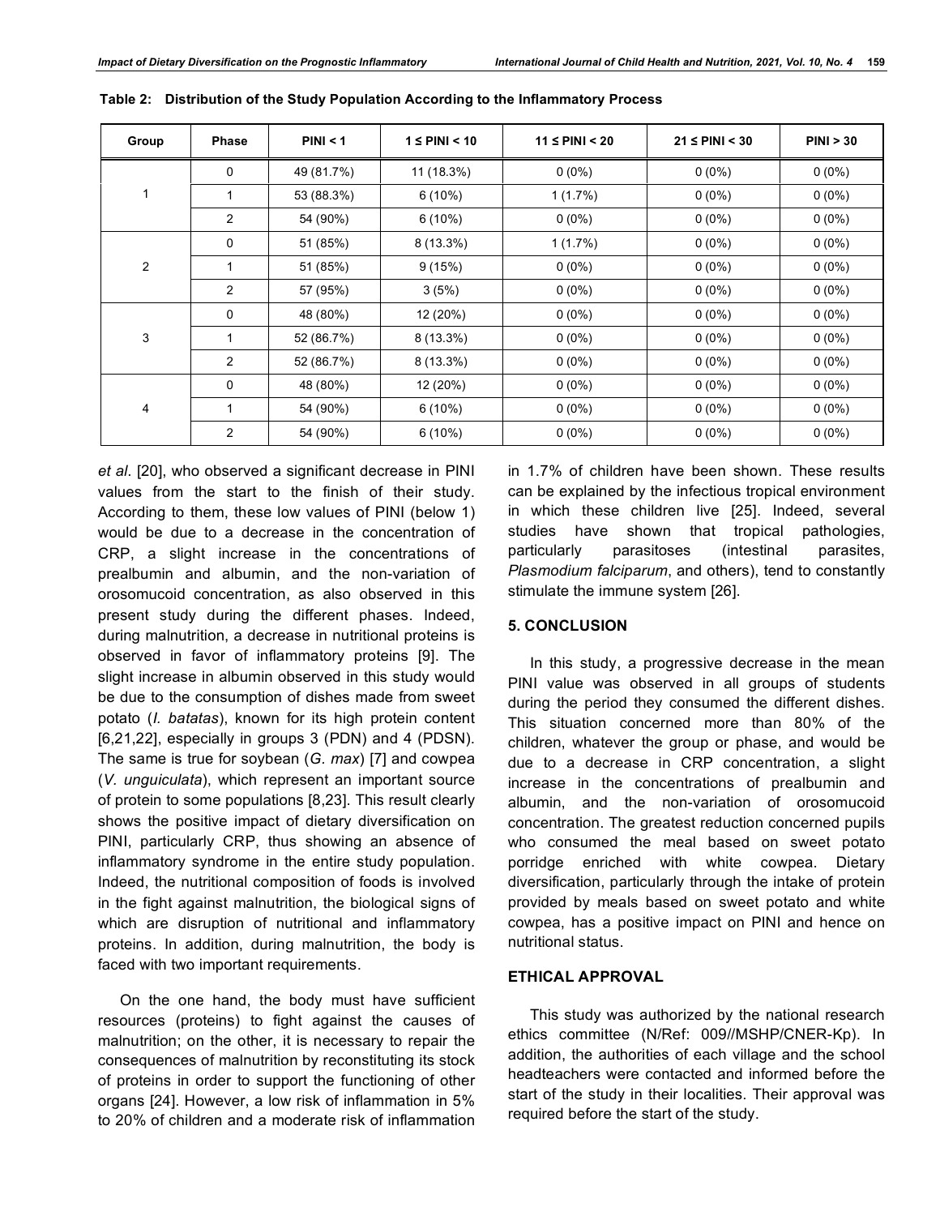**Table 2: Distribution of the Study Population According to the Inflammatory Process**

| Group | Phase | PINI < 1 | 1 ≤ PINI < 10 | 11 ≤ PINI < 20 | 21 ≤ PINI < 30 | PINI > 30 |
|---|---|---|---|---|---|---|
| 1 | 0 | 49 (81.7%) | 11 (18.3%) | 0 (0%) | 0 (0%) | 0 (0%) |
| | 1 | 53 (88.3%) | 6 (10%) | 1 (1.7%) | 0 (0%) | 0 (0%) |
| | 2 | 54 (90%) | 6 (10%) | 0 (0%) | 0 (0%) | 0 (0%) |
| 2 | 0 | 51 (85%) | 8 (13.3%) | 1 (1.7%) | 0 (0%) | 0 (0%) |
| | 1 | 51 (85%) | 9 (15%) | 0 (0%) | 0 (0%) | 0 (0%) |
| | 2 | 57 (95%) | 3 (5%) | 0 (0%) | 0 (0%) | 0 (0%) |
| 3 | 0 | 48 (80%) | 12 (20%) | 0 (0%) | 0 (0%) | 0 (0%) |
| | 1 | 52 (86.7%) | 8 (13.3%) | 0 (0%) | 0 (0%) | 0 (0%) |
| | 2 | 52 (86.7%) | 8 (13.3%) | 0 (0%) | 0 (0%) | 0 (0%) |
| 4 | 0 | 48 (80%) | 12 (20%) | 0 (0%) | 0 (0%) | 0 (0%) |
| | 1 | 54 (90%) | 6 (10%) | 0 (0%) | 0 (0%) | 0 (0%) |
| | 2 | 54 (90%) | 6 (10%) | 0 (0%) | 0 (0%) | 0 (0%) |

*et al*. [20], who observed a significant decrease in PINI values from the start to the finish of their study. According to them, these low values of PINI (below 1) would be due to a decrease in the concentration of CRP, a slight increase in the concentrations of prealbumin and albumin, and the non-variation of orosomucoid concentration, as also observed in this present study during the different phases. Indeed, during malnutrition, a decrease in nutritional proteins is observed in favor of inflammatory proteins [9]. The slight increase in albumin observed in this study would be due to the consumption of dishes made from sweet potato (*I. batatas*), known for its high protein content [6,21,22], especially in groups 3 (PDN) and 4 (PDSN). The same is true for soybean (*G. max*) [7] and cowpea (*V. unguiculata*), which represent an important source of protein to some populations [8,23]. This result clearly shows the positive impact of dietary diversification on PINI, particularly CRP, thus showing an absence of inflammatory syndrome in the entire study population. Indeed, the nutritional composition of foods is involved in the fight against malnutrition, the biological signs of which are disruption of nutritional and inflammatory proteins. In addition, during malnutrition, the body is faced with two important requirements.

On the one hand, the body must have sufficient resources (proteins) to fight against the causes of malnutrition; on the other, it is necessary to repair the consequences of malnutrition by reconstituting its stock of proteins in order to support the functioning of other organs [24]. However, a low risk of inflammation in 5% to 20% of children and a moderate risk of inflammation in 1.7% of children have been shown. These results can be explained by the infectious tropical environment in which these children live [25]. Indeed, several studies have shown that tropical pathologies, particularly parasitoses (intestinal parasites, *Plasmodium falciparum*, and others), tend to constantly stimulate the immune system [26].

## 5. CONCLUSION

In this study, a progressive decrease in the mean PINI value was observed in all groups of students during the period they consumed the different dishes. This situation concerned more than 80% of the children, whatever the group or phase, and would be due to a decrease in CRP concentration, a slight increase in the concentrations of prealbumin and albumin, and the non-variation of orosomucoid concentration. The greatest reduction concerned pupils who consumed the meal based on sweet potato porridge enriched with white cowpea. Dietary diversification, particularly through the intake of protein provided by meals based on sweet potato and white cowpea, has a positive impact on PINI and hence on nutritional status.

## ETHICAL APPROVAL

This study was authorized by the national research ethics committee (N/Ref: 009//MSHP/CNER-Kp). In addition, the authorities of each village and the school headteachers were contacted and informed before the start of the study in their localities. Their approval was required before the start of the study.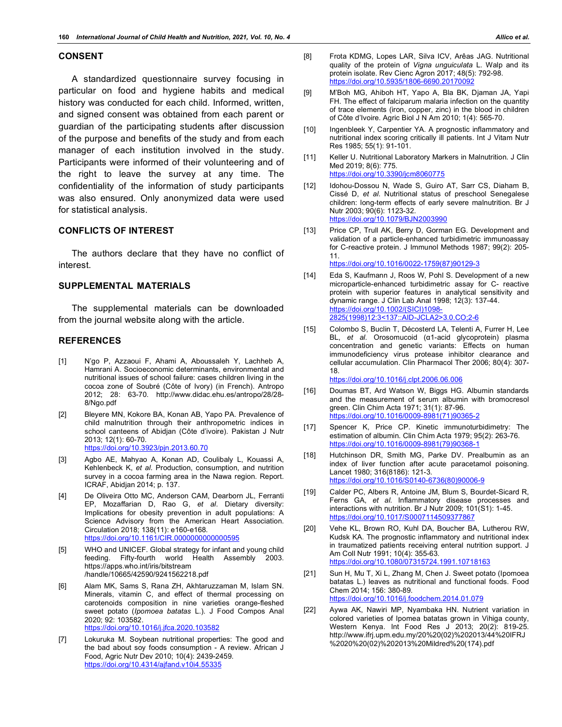## CONSENT

A standardized questionnaire survey focusing in particular on food and hygiene habits and medical history was conducted for each child. Informed, written, and signed consent was obtained from each parent or guardian of the participating students after discussion of the purpose and benefits of the study and from each manager of each institution involved in the study. Participants were informed of their volunteering and of the right to leave the survey at any time. The confidentiality of the information of study participants was also ensured. Only anonymized data were used for statistical analysis.

## CONFLICTS OF INTEREST

The authors declare that they have no conflict of interest.

## SUPPLEMENTAL MATERIALS

The supplemental materials can be downloaded from the journal website along with the article.

## REFERENCES

[1] N'go P, Azzaoui F, Ahami A, Aboussaleh Y, Lachheb A, Hamrani A. Socioeconomic determinants, environmental and nutritional issues of school failure: cases children living in the cocoa zone of Soubré (Côte of Ivory) (in French). Antropo 2012; 28: 63-70. http://www.didac.ehu.es/antropo/28/28-8/Ngo.pdf

[2] Bleyere MN, Kokore BA, Konan AB, Yapo PA. Prevalence of child malnutrition through their anthropometric indices in school canteens of Abidjan (Côte d'ivoire). Pakistan J Nutr 2013; 12(1): 60-70. https://doi.org/10.3923/pjn.2013.60.70

[3] Agbo AE, Mahyao A, Konan AD, Coulibaly L, Kouassi A, Kehlenbeck K, *et al*. Production, consumption, and nutrition survey in a cocoa farming area in the Nawa region. Report. ICRAF, Abidjan 2014; p. 137.

[4] De Oliveira Otto MC, Anderson CAM, Dearborn JL, Ferranti EP, Mozaffarian D, Rao G, *et al*. Dietary diversity: Implications for obesity prevention in adult populations: A Science Advisory from the American Heart Association. Circulation 2018; 138(11): e160-e168. https://doi.org/10.1161/CIR.0000000000000595

[5] WHO and UNICEF. Global strategy for infant and young child feeding. Fifty-fourth world Health Assembly 2003. https://apps.who.int/iris/bitstream /handle/10665/42590/9241562218.pdf

[6] Alam MK, Sams S, Rana ZH, Akhtaruzzaman M, Islam SN. Minerals, vitamin C, and effect of thermal processing on carotenoids composition in nine varieties orange-fleshed sweet potato (*Ipomoea batatas* L.). J Food Compos Anal 2020; 92: 103582. https://doi.org/10.1016/j.jfca.2020.103582

[7] Lokuruka M. Soybean nutritional properties: The good and the bad about soy foods consumption - A review. African J Food, Agric Nutr Dev 2010; 10(4): 2439-2459. https://doi.org/10.4314/ajfand.v10i4.55335

[8] Frota KDMG, Lopes LAR, Silva ICV, Arêas JAG. Nutritional quality of the protein of *Vigna unguiculata* L. Walp and its protein isolate. Rev Cienc Agron 2017; 48(5): 792-98. https://doi.org/10.5935/1806-6690.20170092

[9] M'Boh MG, Ahiboh HT, Yapo A, Bla BK, Djaman JA, Yapi FH. The effect of falciparum malaria infection on the quantity of trace elements (iron, copper, zinc) in the blood in children of Côte d'Ivoire. Agric Biol J N Am 2010; 1(4): 565-70.

[10] Ingenbleek Y, Carpentier YA. A prognostic inflammatory and nutritional index scoring critically ill patients. Int J Vitam Nutr Res 1985; 55(1): 91-101.

[11] Keller U. Nutritional Laboratory Markers in Malnutrition. J Clin Med 2019; 8(6): 775. https://doi.org/10.3390/jcm8060775

[12] Idohou-Dossou N, Wade S, Guiro AT, Sarr CS, Diaham B, Cissé D, *et al*. Nutritional status of preschool Senegalese children: long-term effects of early severe malnutrition. Br J Nutr 2003; 90(6): 1123-32. https://doi.org/10.1079/BJN2003990

[13] Price CP, Trull AK, Berry D, Gorman EG. Development and validation of a particle-enhanced turbidimetric immunoassay for C-reactive protein. J Immunol Methods 1987; 99(2): 205-11. https://doi.org/10.1016/0022-1759(87)90129-3

[14] Eda S, Kaufmann J, Roos W, Pohl S. Development of a new microparticle-enhanced turbidimetric assay for C- reactive protein with superior features in analytical sensitivity and dynamic range. J Clin Lab Anal 1998; 12(3): 137-44. https://doi.org/10.1002/(SICI)1098-2825(1998)12:3<137::AID-JCLA2>3.0.CO;2-6

[15] Colombo S, Buclin T, Décosterd LA, Telenti A, Furrer H, Lee BL, *et al*. Orosomucoid (α1-acid glycoprotein) plasma concentration and genetic variants: Effects on human immunodeficiency virus protease inhibitor clearance and cellular accumulation. Clin Pharmacol Ther 2006; 80(4): 307-18. https://doi.org/10.1016/j.clpt.2006.06.006

[16] Doumas BT, Ard Watson W, Biggs HG. Albumin standards and the measurement of serum albumin with bromocresol green. Clin Chim Acta 1971; 31(1): 87-96. https://doi.org/10.1016/0009-8981(71)90365-2

[17] Spencer K, Price CP. Kinetic immunoturbidimetry: The estimation of albumin. Clin Chim Acta 1979; 95(2): 263-76. https://doi.org/10.1016/0009-8981(79)90368-1

[18] Hutchinson DR, Smith MG, Parke DV. Prealbumin as an index of liver function after acute paracetamol poisoning. Lancet 1980; 316(8186): 121-3. https://doi.org/10.1016/S0140-6736(80)90006-9

[19] Calder PC, Albers R, Antoine JM, Blum S, Bourdet-Sicard R, Ferns GA, *et al.* Inflammatory disease processes and interactions with nutrition. Br J Nutr 2009; 101(S1): 1-45. https://doi.org/10.1017/S0007114509377867

[20] Vehe KL, Brown RO, Kuhl DA, Boucher BA, Lutherou RW, Kudsk KA. The prognostic inflammatory and nutritional index in traumatized patients receiving enteral nutrition support. J Am Coll Nutr 1991; 10(4): 355-63. https://doi.org/10.1080/07315724.1991.10718163

[21] Sun H, Mu T, Xi L, Zhang M, Chen J. Sweet potato (Ipomoea batatas L.) leaves as nutritional and functional foods. Food Chem 2014; 156: 380-89. https://doi.org/10.1016/j.foodchem.2014.01.079

[22] Aywa AK, Nawiri MP, Nyambaka HN. Nutrient variation in colored varieties of Ipomea batatas grown in Vihiga county, Western Kenya. Int Food Res J 2013; 20(2): 819-25. http://www.ifrj.upm.edu.my/20%20(02)%202013/44%20IFRJ%2020%20(02)%202013%20Mildred%20(174).pdf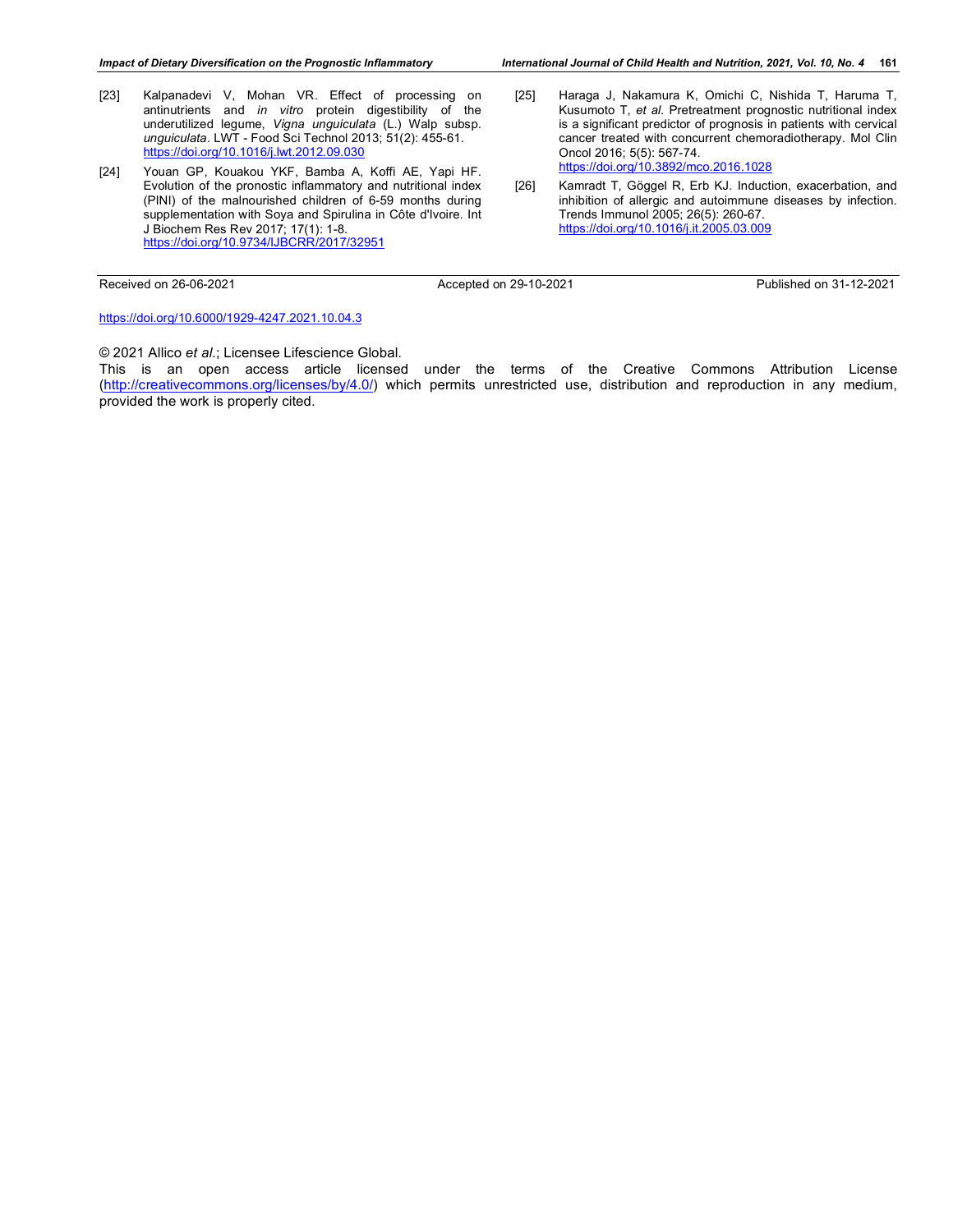[23] Kalpanadevi V, Mohan VR. Effect of processing on antinutrients and *in vitro* protein digestibility of the underutilized legume, *Vigna unguiculata* (L.) Walp subsp. *unguiculata*. LWT - Food Sci Technol 2013; 51(2): 455-61. https://doi.org/10.1016/j.lwt.2012.09.030

[24] Youan GP, Kouakou YKF, Bamba A, Koffi AE, Yapi HF. Evolution of the pronostic inflammatory and nutritional index (PINI) of the malnourished children of 6-59 months during supplementation with Soya and Spirulina in Côte d'Ivoire. Int J Biochem Res Rev 2017; 17(1): 1-8. https://doi.org/10.9734/IJBCRR/2017/32951

[25] Haraga J, Nakamura K, Omichi C, Nishida T, Haruma T, Kusumoto T, *et al.* Pretreatment prognostic nutritional index is a significant predictor of prognosis in patients with cervical cancer treated with concurrent chemoradiotherapy. Mol Clin Oncol 2016; 5(5): 567-74. https://doi.org/10.3892/mco.2016.1028

[26] Kamradt T, Göggel R, Erb KJ. Induction, exacerbation, and inhibition of allergic and autoimmune diseases by infection. Trends Immunol 2005; 26(5): 260-67. https://doi.org/10.1016/j.it.2005.03.009

---

Received on 26-06-2021 Accepted on 29-10-2021 Published on 31-12-2021

https://doi.org/10.6000/1929-4247.2021.10.04.3

© 2021 Allico *et al.*; Licensee Lifescience Global.

This is an open access article licensed under the terms of the Creative Commons Attribution License (http://creativecommons.org/licenses/by/4.0/) which permits unrestricted use, distribution and reproduction in any medium, provided the work is properly cited.